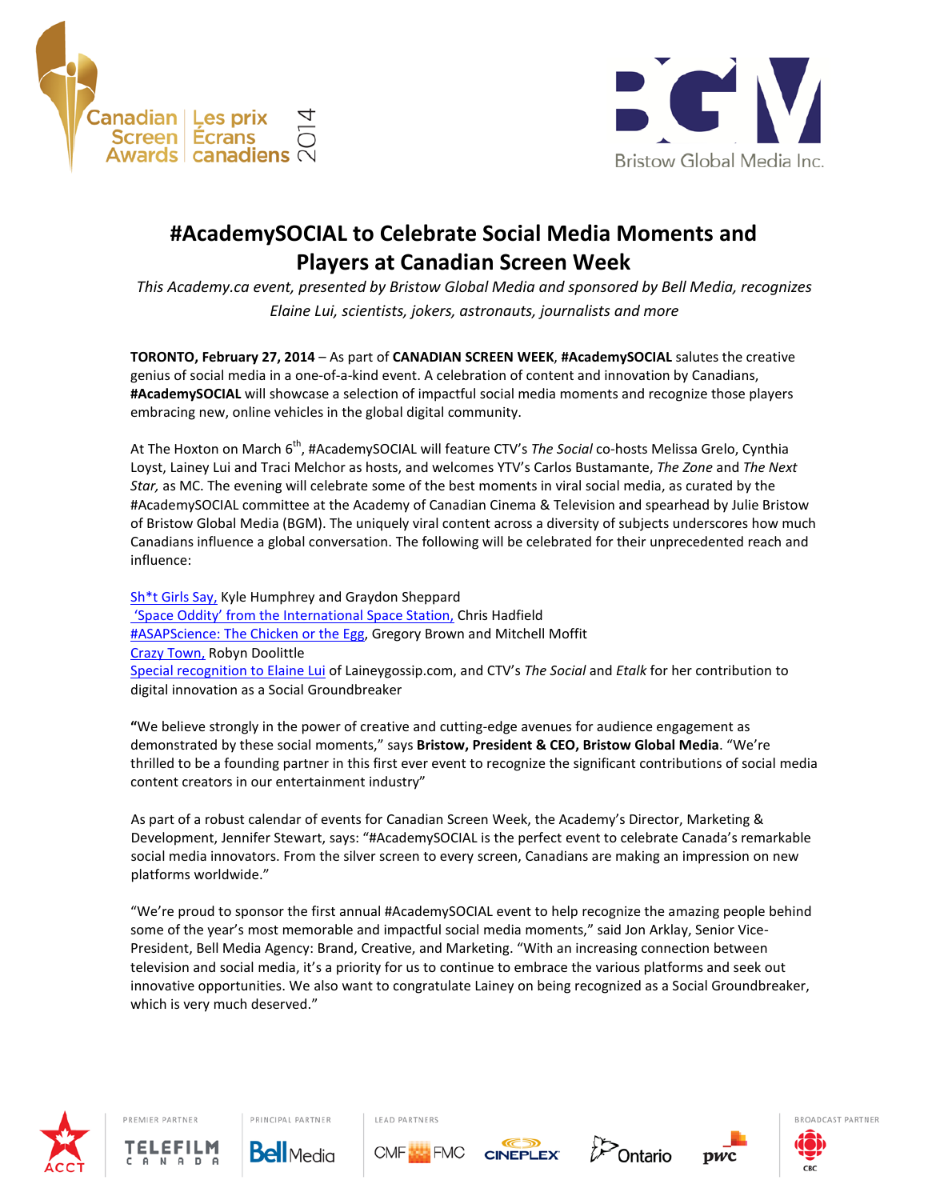Canadian Screen Awards | Les prix Écrans canadiens 2014

Bristow Global Media Inc.

# #AcademySOCIAL to Celebrate Social Media Moments and Players at Canadian Screen Week

*This Academy.ca event, presented by Bristow Global Media and sponsored by Bell Media, recognizes Elaine Lui, scientists, jokers, astronauts, journalists and more*

**TORONTO, February 27, 2014** – As part of **CANADIAN SCREEN WEEK**, **#AcademySOCIAL** salutes the creative genius of social media in a one-of-a-kind event. A celebration of content and innovation by Canadians, **#AcademySOCIAL** will showcase a selection of impactful social media moments and recognize those players embracing new, online vehicles in the global digital community.

At The Hoxton on March 6th, #AcademySOCIAL will feature CTV's *The Social* co-hosts Melissa Grelo, Cynthia Loyst, Lainey Lui and Traci Melchor as hosts, and welcomes YTV's Carlos Bustamante, *The Zone* and *The Next Star,* as MC. The evening will celebrate some of the best moments in viral social media, as curated by the #AcademySOCIAL committee at the Academy of Canadian Cinema & Television and spearhead by Julie Bristow of Bristow Global Media (BGM). The uniquely viral content across a diversity of subjects underscores how much Canadians influence a global conversation. The following will be celebrated for their unprecedented reach and influence:

Sh*t Girls Say, Kyle Humphrey and Graydon Sheppard
'Space Oddity' from the International Space Station, Chris Hadfield
#ASAPScience: The Chicken or the Egg, Gregory Brown and Mitchell Moffit
Crazy Town, Robyn Doolittle
Special recognition to Elaine Lui of Laineygossip.com, and CTV's *The Social* and *Etalk* for her contribution to digital innovation as a Social Groundbreaker

"We believe strongly in the power of creative and cutting-edge avenues for audience engagement as demonstrated by these social moments," says **Bristow, President & CEO, Bristow Global Media**. "We're thrilled to be a founding partner in this first ever event to recognize the significant contributions of social media content creators in our entertainment industry"

As part of a robust calendar of events for Canadian Screen Week, the Academy's Director, Marketing & Development, Jennifer Stewart, says: "#AcademySOCIAL is the perfect event to celebrate Canada's remarkable social media innovators. From the silver screen to every screen, Canadians are making an impression on new platforms worldwide."

"We're proud to sponsor the first annual #AcademySOCIAL event to help recognize the amazing people behind some of the year's most memorable and impactful social media moments," said Jon Arklay, Senior Vice-President, Bell Media Agency: Brand, Creative, and Marketing. "With an increasing connection between television and social media, it's a priority for us to continue to embrace the various platforms and seek out innovative opportunities. We also want to congratulate Lainey on being recognized as a Social Groundbreaker, which is very much deserved."

ACCT | PREMIER PARTNER: Telefilm Canada | PRINCIPAL PARTNER: Bell Media | LEAD PARTNERS: CMF FMC, Cineplex, Ontario, pwc | BROADCAST PARTNER: CBC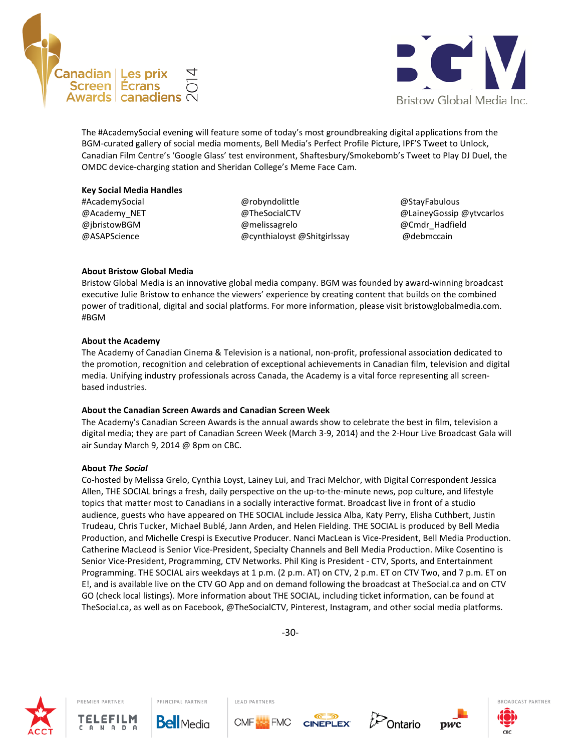The #AcademySocial evening will feature some of today's most groundbreaking digital applications from the BGM-curated gallery of social media moments, Bell Media's Perfect Profile Picture, IPF'S Tweet to Unlock, Canadian Film Centre's 'Google Glass' test environment, Shaftesbury/Smokebomb's Tweet to Play DJ Duel, the OMDC device-charging station and Sheridan College's Meme Face Cam.

**Key Social Media Handles**

| | | |
|---|---|---|
| #AcademySocial | @robyndolittle | @StayFabulous |
| @Academy_NET | @TheSocialCTV | @LaineyGossip @ytvcarlos |
| @jbristowBGM | @melissagrelo | @Cmdr_Hadfield |
| @ASAPScience | @cynthialoyst @Shitgirlssay | @debmccain |

**About Bristow Global Media**

Bristow Global Media is an innovative global media company. BGM was founded by award-winning broadcast executive Julie Bristow to enhance the viewers' experience by creating content that builds on the combined power of traditional, digital and social platforms. For more information, please visit bristowglobalmedia.com. #BGM

**About the Academy**

The Academy of Canadian Cinema & Television is a national, non-profit, professional association dedicated to the promotion, recognition and celebration of exceptional achievements in Canadian film, television and digital media. Unifying industry professionals across Canada, the Academy is a vital force representing all screen-based industries.

**About the Canadian Screen Awards and Canadian Screen Week**

The Academy's Canadian Screen Awards is the annual awards show to celebrate the best in film, television a digital media; they are part of Canadian Screen Week (March 3-9, 2014) and the 2-Hour Live Broadcast Gala will air Sunday March 9, 2014 @ 8pm on CBC.

**About *The Social***

Co-hosted by Melissa Grelo, Cynthia Loyst, Lainey Lui, and Traci Melchor, with Digital Correspondent Jessica Allen, THE SOCIAL brings a fresh, daily perspective on the up-to-the-minute news, pop culture, and lifestyle topics that matter most to Canadians in a socially interactive format. Broadcast live in front of a studio audience, guests who have appeared on THE SOCIAL include Jessica Alba, Katy Perry, Elisha Cuthbert, Justin Trudeau, Chris Tucker, Michael Bublé, Jann Arden, and Helen Fielding. THE SOCIAL is produced by Bell Media Production, and Michelle Crespi is Executive Producer. Nanci MacLean is Vice-President, Bell Media Production. Catherine MacLeod is Senior Vice-President, Specialty Channels and Bell Media Production. Mike Cosentino is Senior Vice-President, Programming, CTV Networks. Phil King is President - CTV, Sports, and Entertainment Programming. THE SOCIAL airs weekdays at 1 p.m. (2 p.m. AT) on CTV, 2 p.m. ET on CTV Two, and 7 p.m. ET on E!, and is available live on the CTV GO App and on demand following the broadcast at TheSocial.ca and on CTV GO (check local listings). More information about THE SOCIAL, including ticket information, can be found at TheSocial.ca, as well as on Facebook, @TheSocialCTV, Pinterest, Instagram, and other social media platforms.

-30-

PREMIER PARTNER — Telefilm Canada | PRINCIPAL PARTNER — Bell Media | LEAD PARTNERS — CMF FMC, Cineplex, Ontario, pwc | BROADCAST PARTNER — CBC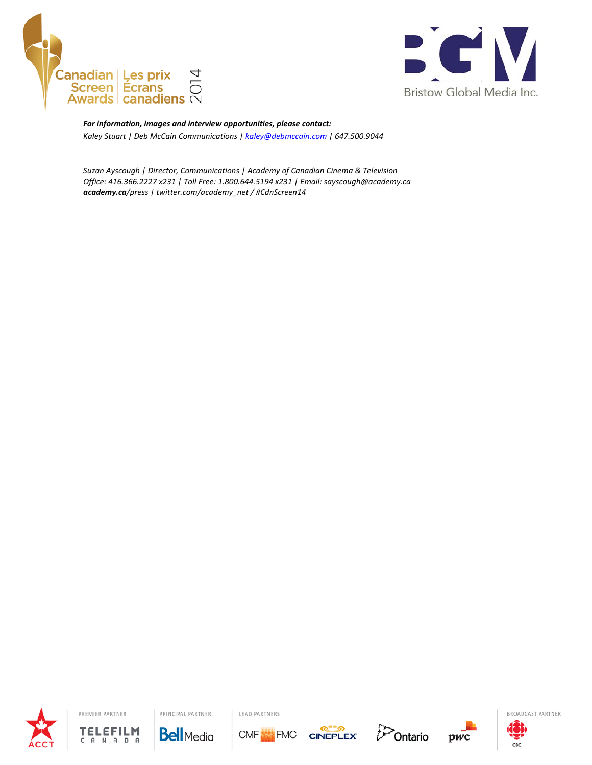***For information, images and interview opportunities, please contact:***
*Kaley Stuart | Deb McCain Communications | [kaley@debmccain.com](mailto:kaley@debmccain.com) | 647.500.9044*

*Suzan Ayscough | Director, Communications | Academy of Canadian Cinema & Television*
*Office: 416.366.2227 x231 | Toll Free: 1.800.644.5194 x231 | Email: sayscough@academy.ca*
***academy.ca****/press | twitter.com/academy_net / #CdnScreen14*